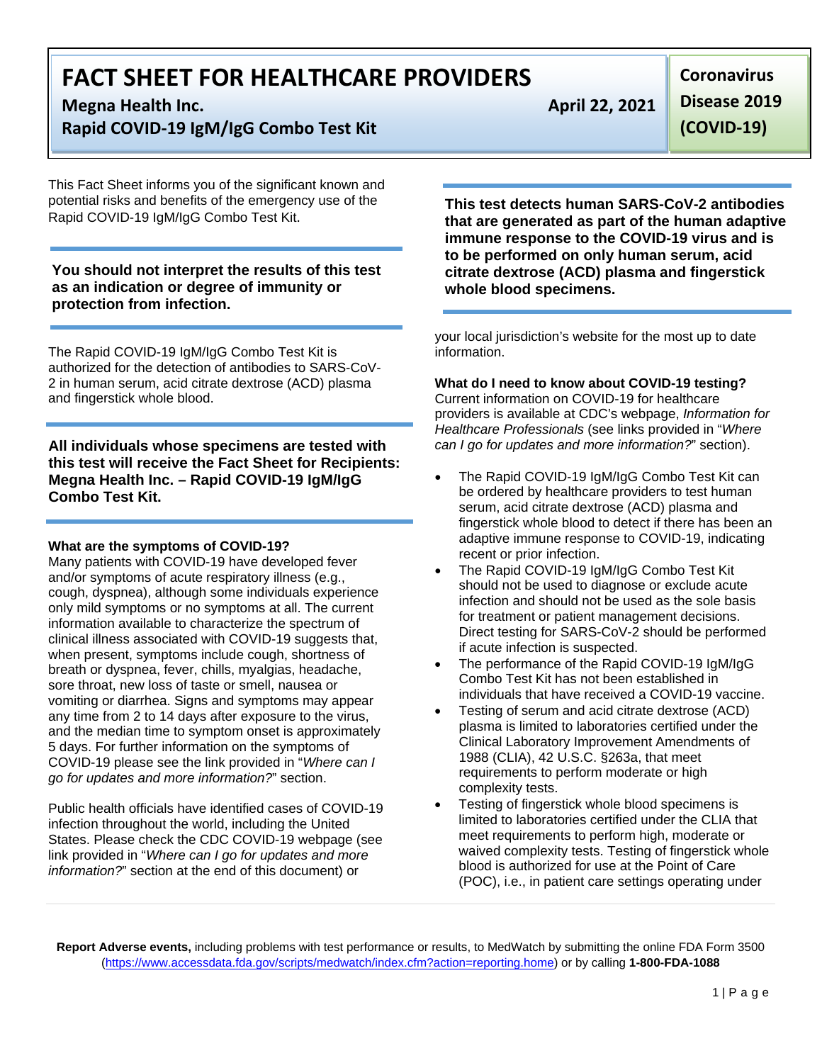# FACT SHEET FOR HEALTHCARE PROVIDERS

**Megna Health Inc.**

**Rapid COVID-19 IgM/IgG Combo Test Kit**

**April 22, 2021**

**Coronavirus Disease 2019 (COVID-19)**

This Fact Sheet informs you of the significant known and potential risks and benefits of the emergency use of the Rapid COVID-19 IgM/IgG Combo Test Kit.

**You should not interpret the results of this test as an indication or degree of immunity or protection from infection.**

The Rapid COVID-19 IgM/IgG Combo Test Kit is authorized for the detection of antibodies to SARS-CoV-2 in human serum, acid citrate dextrose (ACD) plasma and fingerstick whole blood.

**All individuals whose specimens are tested with this test will receive the Fact Sheet for Recipients: Megna Health Inc. – Rapid COVID-19 IgM/IgG Combo Test Kit.**

**What are the symptoms of COVID-19?**

Many patients with COVID-19 have developed fever and/or symptoms of acute respiratory illness (e.g., cough, dyspnea), although some individuals experience only mild symptoms or no symptoms at all. The current information available to characterize the spectrum of clinical illness associated with COVID-19 suggests that, when present, symptoms include cough, shortness of breath or dyspnea, fever, chills, myalgias, headache, sore throat, new loss of taste or smell, nausea or vomiting or diarrhea. Signs and symptoms may appear any time from 2 to 14 days after exposure to the virus, and the median time to symptom onset is approximately 5 days. For further information on the symptoms of COVID-19 please see the link provided in "*Where can I go for updates and more information?*" section.

Public health officials have identified cases of COVID-19 infection throughout the world, including the United States. Please check the CDC COVID-19 webpage (see link provided in "*Where can I go for updates and more information?*" section at the end of this document) or your local jurisdiction's website for the most up to date information.

**This test detects human SARS-CoV-2 antibodies that are generated as part of the human adaptive immune response to the COVID-19 virus and is to be performed on only human serum, acid citrate dextrose (ACD) plasma and fingerstick whole blood specimens.**

**What do I need to know about COVID-19 testing?**

Current information on COVID-19 for healthcare providers is available at CDC's webpage, *Information for Healthcare Professionals* (see links provided in "*Where can I go for updates and more information?*" section).

- The Rapid COVID-19 IgM/IgG Combo Test Kit can be ordered by healthcare providers to test human serum, acid citrate dextrose (ACD) plasma and fingerstick whole blood to detect if there has been an adaptive immune response to COVID-19, indicating recent or prior infection.
- The Rapid COVID-19 IgM/IgG Combo Test Kit should not be used to diagnose or exclude acute infection and should not be used as the sole basis for treatment or patient management decisions. Direct testing for SARS-CoV-2 should be performed if acute infection is suspected.
- The performance of the Rapid COVID-19 IgM/IgG Combo Test Kit has not been established in individuals that have received a COVID-19 vaccine.
- Testing of serum and acid citrate dextrose (ACD) plasma is limited to laboratories certified under the Clinical Laboratory Improvement Amendments of 1988 (CLIA), 42 U.S.C. §263a, that meet requirements to perform moderate or high complexity tests.
- Testing of fingerstick whole blood specimens is limited to laboratories certified under the CLIA that meet requirements to perform high, moderate or waived complexity tests. Testing of fingerstick whole blood is authorized for use at the Point of Care (POC), i.e., in patient care settings operating under

**Report Adverse events,** including problems with test performance or results, to MedWatch by submitting the online FDA Form 3500 (https://www.accessdata.fda.gov/scripts/medwatch/index.cfm?action=reporting.home) or by calling **1-800-FDA-1088**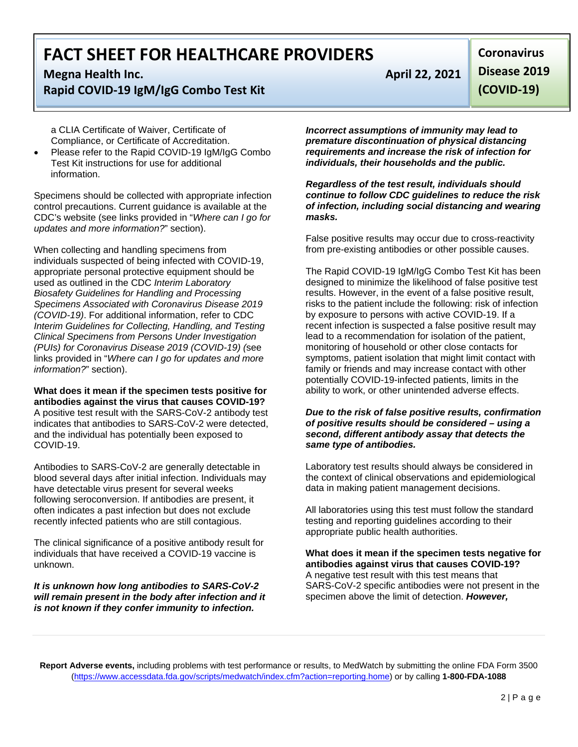a CLIA Certificate of Waiver, Certificate of Compliance, or Certificate of Accreditation.

- Please refer to the Rapid COVID-19 IgM/IgG Combo Test Kit instructions for use for additional information.

Specimens should be collected with appropriate infection control precautions. Current guidance is available at the CDC's website (see links provided in "*Where can I go for updates and more information?*" section).

When collecting and handling specimens from individuals suspected of being infected with COVID-19, appropriate personal protective equipment should be used as outlined in the CDC *Interim Laboratory Biosafety Guidelines for Handling and Processing Specimens Associated with Coronavirus Disease 2019 (COVID-19)*. For additional information, refer to CDC *Interim Guidelines for Collecting, Handling, and Testing Clinical Specimens from Persons Under Investigation (PUIs) for Coronavirus Disease 2019 (COVID-19) (*see links provided in "*Where can I go for updates and more information?*" section).

**What does it mean if the specimen tests positive for antibodies against the virus that causes COVID-19?**

A positive test result with the SARS-CoV-2 antibody test indicates that antibodies to SARS-CoV-2 were detected, and the individual has potentially been exposed to COVID-19.

Antibodies to SARS-CoV-2 are generally detectable in blood several days after initial infection. Individuals may have detectable virus present for several weeks following seroconversion. If antibodies are present, it often indicates a past infection but does not exclude recently infected patients who are still contagious.

The clinical significance of a positive antibody result for individuals that have received a COVID-19 vaccine is unknown.

***It is unknown how long antibodies to SARS-CoV-2 will remain present in the body after infection and it is not known if they confer immunity to infection.***

***Incorrect assumptions of immunity may lead to premature discontinuation of physical distancing requirements and increase the risk of infection for individuals, their households and the public.***

***Regardless of the test result, individuals should continue to follow CDC guidelines to reduce the risk of infection, including social distancing and wearing masks.***

False positive results may occur due to cross-reactivity from pre-existing antibodies or other possible causes.

The Rapid COVID-19 IgM/IgG Combo Test Kit has been designed to minimize the likelihood of false positive test results. However, in the event of a false positive result, risks to the patient include the following: risk of infection by exposure to persons with active COVID-19. If a recent infection is suspected a false positive result may lead to a recommendation for isolation of the patient, monitoring of household or other close contacts for symptoms, patient isolation that might limit contact with family or friends and may increase contact with other potentially COVID-19-infected patients, limits in the ability to work, or other unintended adverse effects.

***Due to the risk of false positive results, confirmation of positive results should be considered – using a second, different antibody assay that detects the same type of antibodies.***

Laboratory test results should always be considered in the context of clinical observations and epidemiological data in making patient management decisions.

All laboratories using this test must follow the standard testing and reporting guidelines according to their appropriate public health authorities.

**What does it mean if the specimen tests negative for antibodies against virus that causes COVID-19?**

A negative test result with this test means that SARS-CoV-2 specific antibodies were not present in the specimen above the limit of detection. ***However,***

**Report Adverse events,** including problems with test performance or results, to MedWatch by submitting the online FDA Form 3500 (https://www.accessdata.fda.gov/scripts/medwatch/index.cfm?action=reporting.home) or by calling **1-800-FDA-1088**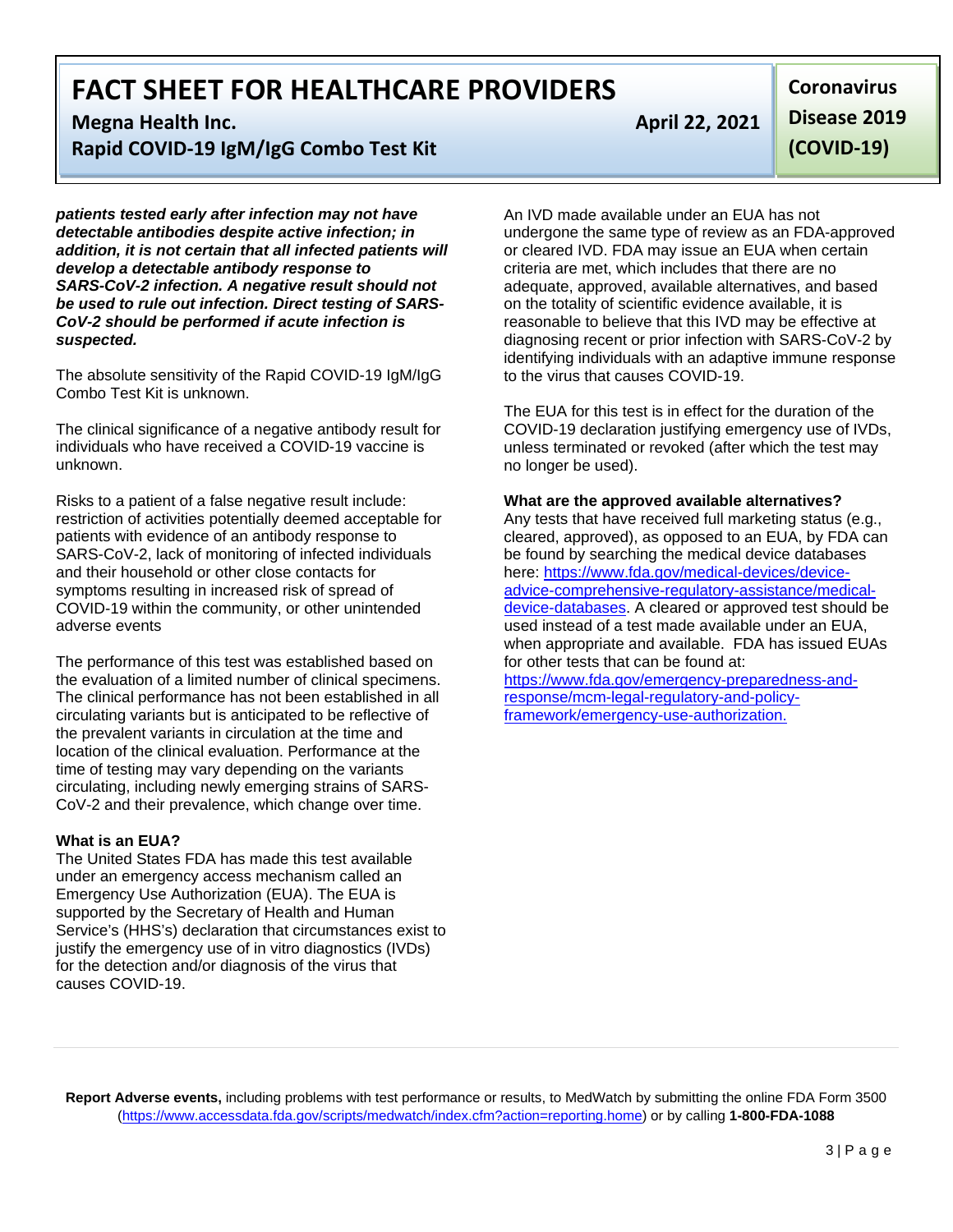***patients tested early after infection may not have detectable antibodies despite active infection; in addition, it is not certain that all infected patients will develop a detectable antibody response to SARS-CoV-2 infection. A negative result should not be used to rule out infection. Direct testing of SARS-CoV-2 should be performed if acute infection is suspected.***

The absolute sensitivity of the Rapid COVID-19 IgM/IgG Combo Test Kit is unknown.

The clinical significance of a negative antibody result for individuals who have received a COVID-19 vaccine is unknown.

Risks to a patient of a false negative result include: restriction of activities potentially deemed acceptable for patients with evidence of an antibody response to SARS-CoV-2, lack of monitoring of infected individuals and their household or other close contacts for symptoms resulting in increased risk of spread of COVID-19 within the community, or other unintended adverse events

The performance of this test was established based on the evaluation of a limited number of clinical specimens. The clinical performance has not been established in all circulating variants but is anticipated to be reflective of the prevalent variants in circulation at the time and location of the clinical evaluation. Performance at the time of testing may vary depending on the variants circulating, including newly emerging strains of SARS-CoV-2 and their prevalence, which change over time.

**What is an EUA?**

The United States FDA has made this test available under an emergency access mechanism called an Emergency Use Authorization (EUA). The EUA is supported by the Secretary of Health and Human Service's (HHS's) declaration that circumstances exist to justify the emergency use of in vitro diagnostics (IVDs) for the detection and/or diagnosis of the virus that causes COVID-19.

An IVD made available under an EUA has not undergone the same type of review as an FDA-approved or cleared IVD. FDA may issue an EUA when certain criteria are met, which includes that there are no adequate, approved, available alternatives, and based on the totality of scientific evidence available, it is reasonable to believe that this IVD may be effective at diagnosing recent or prior infection with SARS-CoV-2 by identifying individuals with an adaptive immune response to the virus that causes COVID-19.

The EUA for this test is in effect for the duration of the COVID-19 declaration justifying emergency use of IVDs, unless terminated or revoked (after which the test may no longer be used).

**What are the approved available alternatives?**

Any tests that have received full marketing status (e.g., cleared, approved), as opposed to an EUA, by FDA can be found by searching the medical device databases here: [https://www.fda.gov/medical-devices/device-advice-comprehensive-regulatory-assistance/medical-device-databases](https://www.fda.gov/medical-devices/device-advice-comprehensive-regulatory-assistance/medical-device-databases). A cleared or approved test should be used instead of a test made available under an EUA, when appropriate and available. FDA has issued EUAs for other tests that can be found at: [https://www.fda.gov/emergency-preparedness-and-response/mcm-legal-regulatory-and-policy-framework/emergency-use-authorization.](https://www.fda.gov/emergency-preparedness-and-response/mcm-legal-regulatory-and-policy-framework/emergency-use-authorization)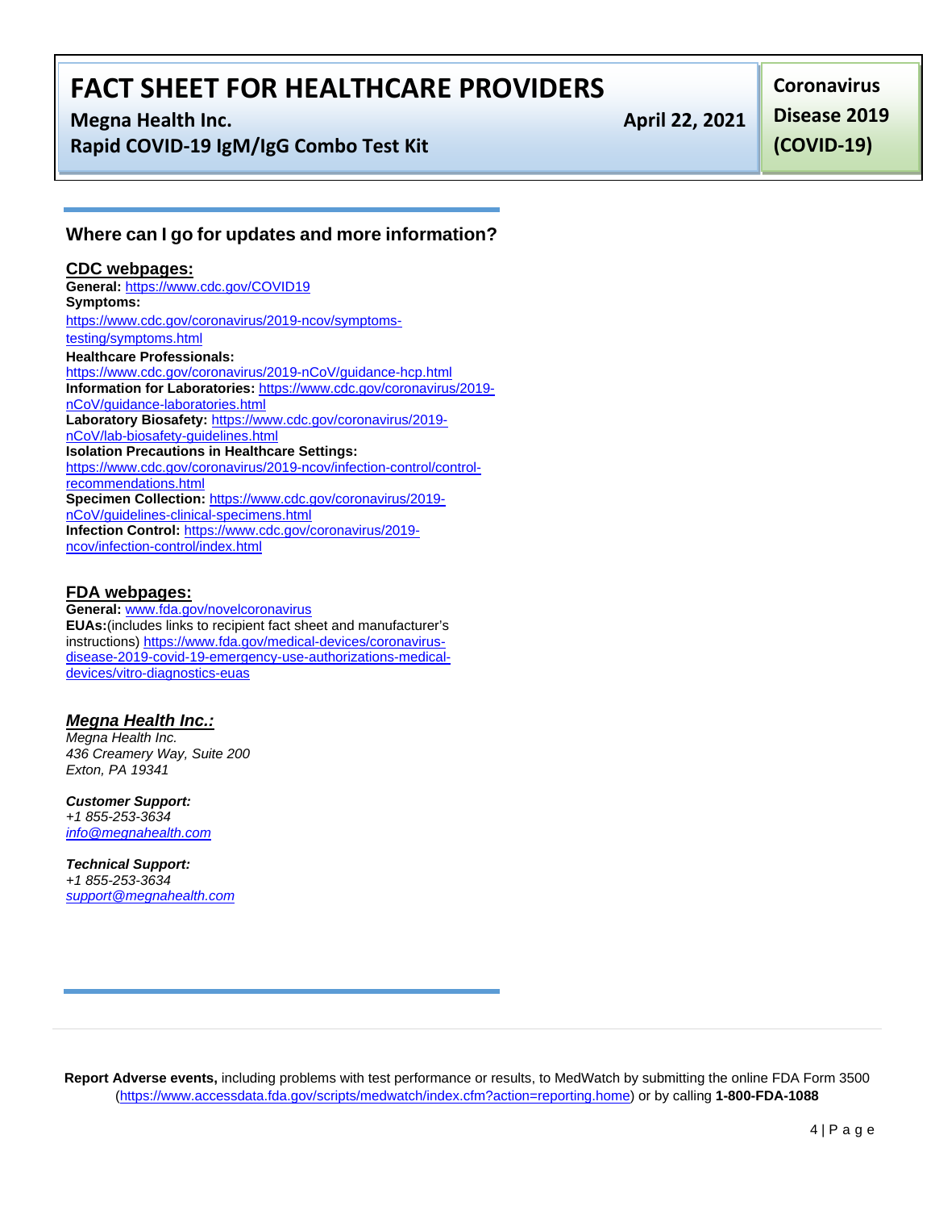## Where can I go for updates and more information?

### CDC webpages:

**General:** https://www.cdc.gov/COVID19
**Symptoms:**
https://www.cdc.gov/coronavirus/2019-ncov/symptoms-testing/symptoms.html
**Healthcare Professionals:**
https://www.cdc.gov/coronavirus/2019-nCoV/guidance-hcp.html
**Information for Laboratories:** https://www.cdc.gov/coronavirus/2019-nCoV/guidance-laboratories.html
**Laboratory Biosafety:** https://www.cdc.gov/coronavirus/2019-nCoV/lab-biosafety-guidelines.html
**Isolation Precautions in Healthcare Settings:**
https://www.cdc.gov/coronavirus/2019-ncov/infection-control/control-recommendations.html
**Specimen Collection:** https://www.cdc.gov/coronavirus/2019-nCoV/guidelines-clinical-specimens.html
**Infection Control:** https://www.cdc.gov/coronavirus/2019-ncov/infection-control/index.html

### FDA webpages:

**General:** www.fda.gov/novelcoronavirus
**EUAs:**(includes links to recipient fact sheet and manufacturer's instructions) https://www.fda.gov/medical-devices/coronavirus-disease-2019-covid-19-emergency-use-authorizations-medical-devices/vitro-diagnostics-euas

### *Megna Health Inc.:*

*Megna Health Inc.*
*436 Creamery Way, Suite 200*
*Exton, PA 19341*

***Customer Support:***
*+1 855-253-3634*
*info@megnahealth.com*

***Technical Support:***
*+1 855-253-3634*
*support@megnahealth.com*

**Report Adverse events,** including problems with test performance or results, to MedWatch by submitting the online FDA Form 3500 (https://www.accessdata.fda.gov/scripts/medwatch/index.cfm?action=reporting.home) or by calling **1-800-FDA-1088**